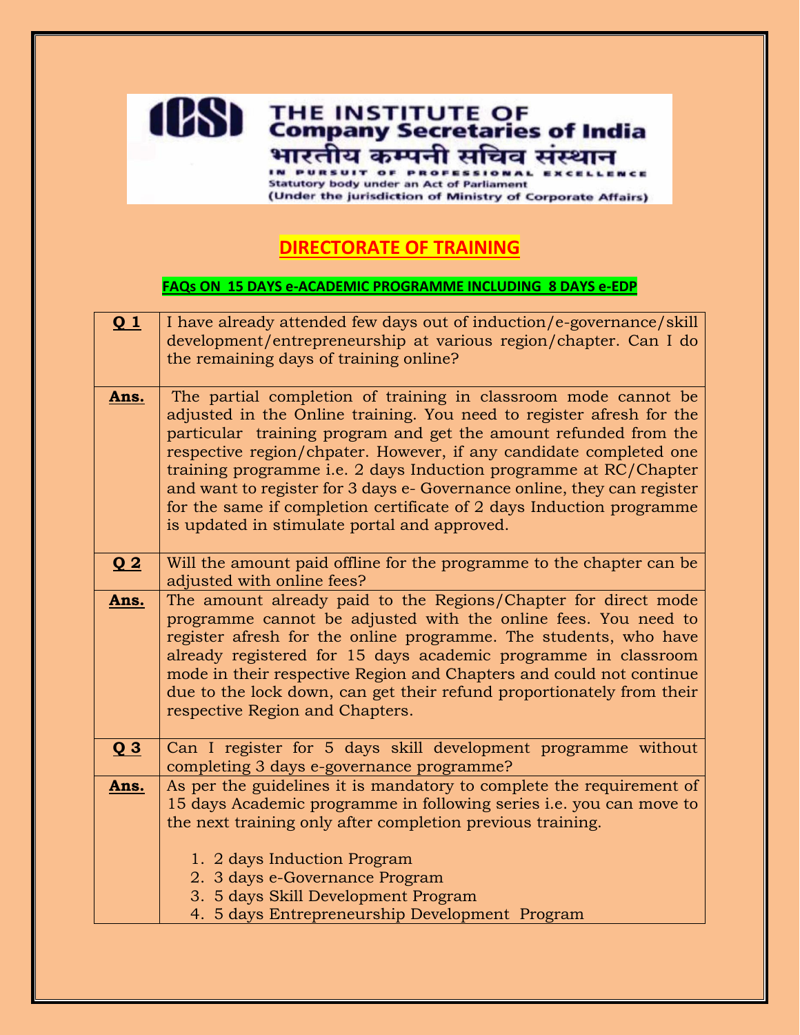THE INSTITUTE OF
Company Secretaries of India
भारतीय कम्पनी सचिव संस्थान
IN PURSUIT OF PROFESSIONAL EXCELLENCE
Statutory body under an Act of Parliament
(Under the jurisdiction of Ministry of Corporate Affairs)

# DIRECTORATE OF TRAINING

## FAQs ON 15 DAYS e-ACADEMIC PROGRAMME INCLUDING 8 DAYS e-EDP

| | |
|---|---|
| **Q 1** | I have already attended few days out of induction/e-governance/skill development/entrepreneurship at various region/chapter. Can I do the remaining days of training online? |
| **Ans.** | The partial completion of training in classroom mode cannot be adjusted in the Online training. You need to register afresh for the particular training program and get the amount refunded from the respective region/chpater. However, if any candidate completed one training programme i.e. 2 days Induction programme at RC/Chapter and want to register for 3 days e- Governance online, they can register for the same if completion certificate of 2 days Induction programme is updated in stimulate portal and approved. |
| **Q 2** | Will the amount paid offline for the programme to the chapter can be adjusted with online fees? |
| **Ans.** | The amount already paid to the Regions/Chapter for direct mode programme cannot be adjusted with the online fees. You need to register afresh for the online programme. The students, who have already registered for 15 days academic programme in classroom mode in their respective Region and Chapters and could not continue due to the lock down, can get their refund proportionately from their respective Region and Chapters. |
| **Q 3** | Can I register for 5 days skill development programme without completing 3 days e-governance programme? |
| **Ans.** | As per the guidelines it is mandatory to complete the requirement of 15 days Academic programme in following series i.e. you can move to the next training only after completion previous training.<br><br>1. 2 days Induction Program<br>2. 3 days e-Governance Program<br>3. 5 days Skill Development Program<br>4. 5 days Entrepreneurship Development Program |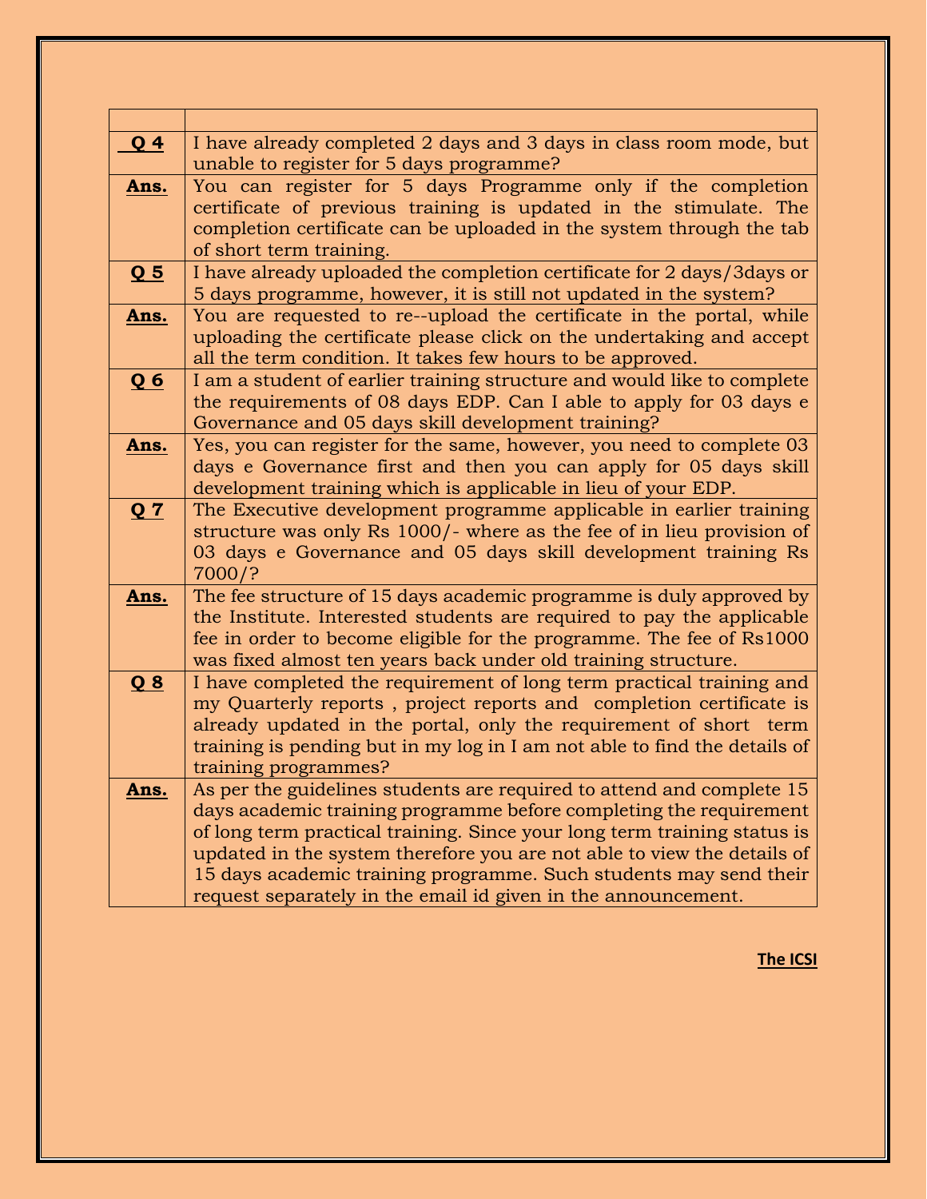| | |
|---|---|
| **Q 4** | I have already completed 2 days and 3 days in class room mode, but unable to register for 5 days programme? |
| **Ans.** | You can register for 5 days Programme only if the completion certificate of previous training is updated in the stimulate. The completion certificate can be uploaded in the system through the tab of short term training. |
| **Q 5** | I have already uploaded the completion certificate for 2 days/3days or 5 days programme, however, it is still not updated in the system? |
| **Ans.** | You are requested to re--upload the certificate in the portal, while uploading the certificate please click on the undertaking and accept all the term condition. It takes few hours to be approved. |
| **Q 6** | I am a student of earlier training structure and would like to complete the requirements of 08 days EDP. Can I able to apply for 03 days e Governance and 05 days skill development training? |
| **Ans.** | Yes, you can register for the same, however, you need to complete 03 days e Governance first and then you can apply for 05 days skill development training which is applicable in lieu of your EDP. |
| **Q 7** | The Executive development programme applicable in earlier training structure was only Rs 1000/- where as the fee of in lieu provision of 03 days e Governance and 05 days skill development training Rs 7000/? |
| **Ans.** | The fee structure of 15 days academic programme is duly approved by the Institute. Interested students are required to pay the applicable fee in order to become eligible for the programme. The fee of Rs1000 was fixed almost ten years back under old training structure. |
| **Q 8** | I have completed the requirement of long term practical training and my Quarterly reports , project reports and completion certificate is already updated in the portal, only the requirement of short term training is pending but in my log in I am not able to find the details of training programmes? |
| **Ans.** | As per the guidelines students are required to attend and complete 15 days academic training programme before completing the requirement of long term practical training. Since your long term training status is updated in the system therefore you are not able to view the details of 15 days academic training programme. Such students may send their request separately in the email id given in the announcement. |

**The ICSI**